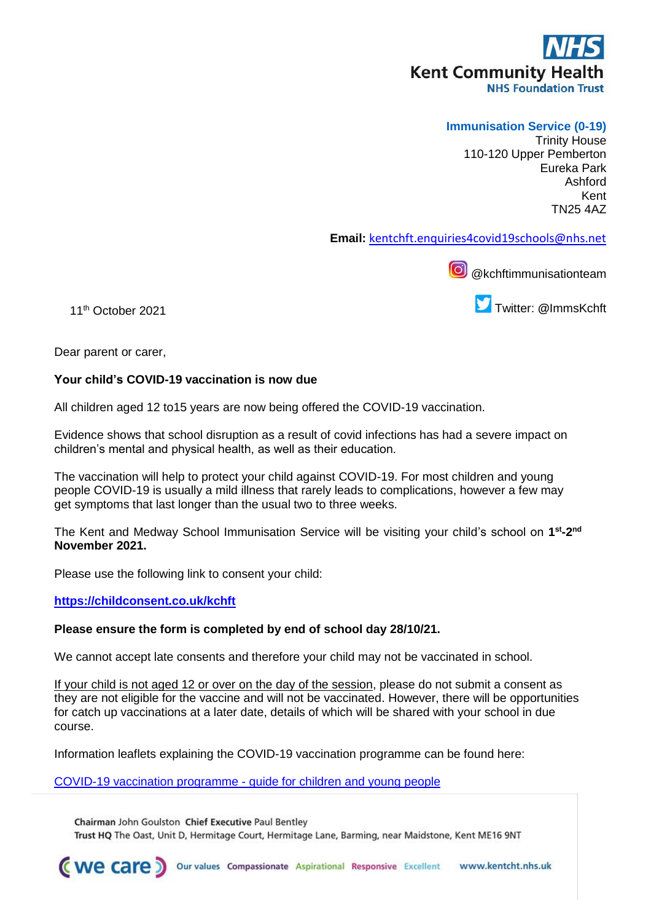**NHS**
**Kent Community Health**
**NHS Foundation Trust**

**Immunisation Service (0-19)**
Trinity House
110-120 Upper Pemberton
Eureka Park
Ashford
Kent
TN25 4AZ

**Email:** kentchft.enquiries4covid19schools@nhs.net

@kchftimmunisationteam

Twitter: @ImmsKchft

11th October 2021

Dear parent or carer,

**Your child's COVID-19 vaccination is now due**

All children aged 12 to15 years are now being offered the COVID-19 vaccination.

Evidence shows that school disruption as a result of covid infections has had a severe impact on children's mental and physical health, as well as their education.

The vaccination will help to protect your child against COVID-19. For most children and young people COVID-19 is usually a mild illness that rarely leads to complications, however a few may get symptoms that last longer than the usual two to three weeks.

The Kent and Medway School Immunisation Service will be visiting your child's school on **1st-2nd November 2021.**

Please use the following link to consent your child:

**https://childconsent.co.uk/kchft**

**Please ensure the form is completed by end of school day 28/10/21.**

We cannot accept late consents and therefore your child may not be vaccinated in school.

If your child is not aged 12 or over on the day of the session, please do not submit a consent as they are not eligible for the vaccine and will not be vaccinated. However, there will be opportunities for catch up vaccinations at a later date, details of which will be shared with your school in due course.

Information leaflets explaining the COVID-19 vaccination programme can be found here:

COVID-19 vaccination programme - guide for children and young people

**Chairman** John Goulston **Chief Executive** Paul Bentley
**Trust HQ** The Oast, Unit D, Hermitage Court, Hermitage Lane, Barming, near Maidstone, Kent ME16 9NT

we care — Our values: Compassionate, Aspirational, Responsive, Excellent — www.kentcht.nhs.uk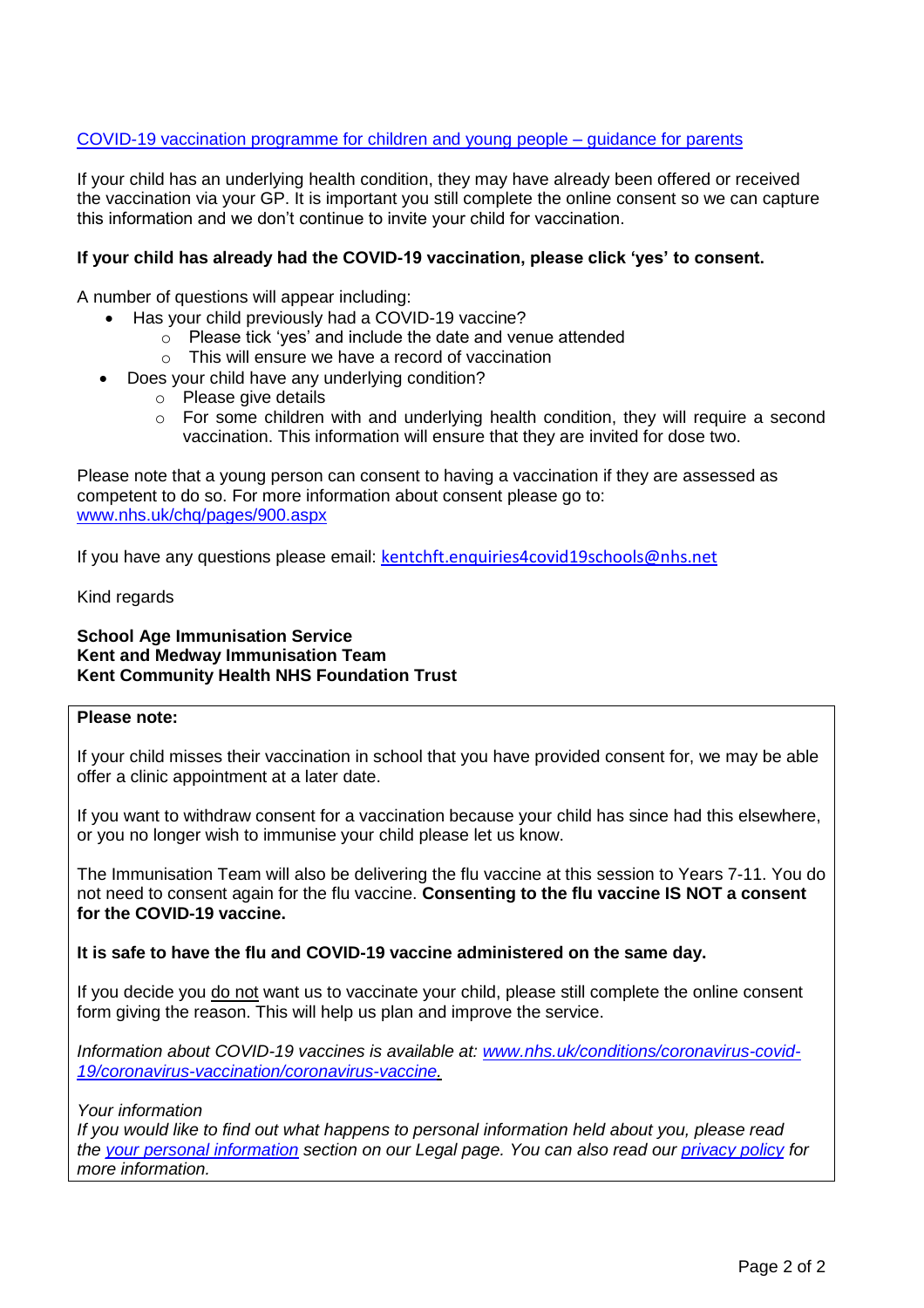[COVID-19 vaccination programme for children and young people – guidance for parents]()

If your child has an underlying health condition, they may have already been offered or received the vaccination via your GP. It is important you still complete the online consent so we can capture this information and we don't continue to invite your child for vaccination.

**If your child has already had the COVID-19 vaccination, please click 'yes' to consent.**

A number of questions will appear including:

- Has your child previously had a COVID-19 vaccine?
    - Please tick 'yes' and include the date and venue attended
    - This will ensure we have a record of vaccination
- Does your child have any underlying condition?
    - Please give details
    - For some children with and underlying health condition, they will require a second vaccination. This information will ensure that they are invited for dose two.

Please note that a young person can consent to having a vaccination if they are assessed as competent to do so. For more information about consent please go to: [www.nhs.uk/chq/pages/900.aspx](www.nhs.uk/chq/pages/900.aspx)

If you have any questions please email: [kentchft.enquiries4covid19schools@nhs.net](mailto:kentchft.enquiries4covid19schools@nhs.net)

Kind regards

**School Age Immunisation Service**
**Kent and Medway Immunisation Team**
**Kent Community Health NHS Foundation Trust**

---

**Please note:**

If your child misses their vaccination in school that you have provided consent for, we may be able offer a clinic appointment at a later date.

If you want to withdraw consent for a vaccination because your child has since had this elsewhere, or you no longer wish to immunise your child please let us know.

The Immunisation Team will also be delivering the flu vaccine at this session to Years 7-11. You do not need to consent again for the flu vaccine. **Consenting to the flu vaccine IS NOT a consent for the COVID-19 vaccine.**

**It is safe to have the flu and COVID-19 vaccine administered on the same day.**

If you decide you do not want us to vaccinate your child, please still complete the online consent form giving the reason. This will help us plan and improve the service.

*Information about COVID-19 vaccines is available at: [www.nhs.uk/conditions/coronavirus-covid-19/coronavirus-vaccination/coronavirus-vaccine.](www.nhs.uk/conditions/coronavirus-covid-19/coronavirus-vaccination/coronavirus-vaccine)*

*Your information*
*If you would like to find out what happens to personal information held about you, please read the [your personal information]() section on our Legal page. You can also read our [privacy policy]() for more information.*